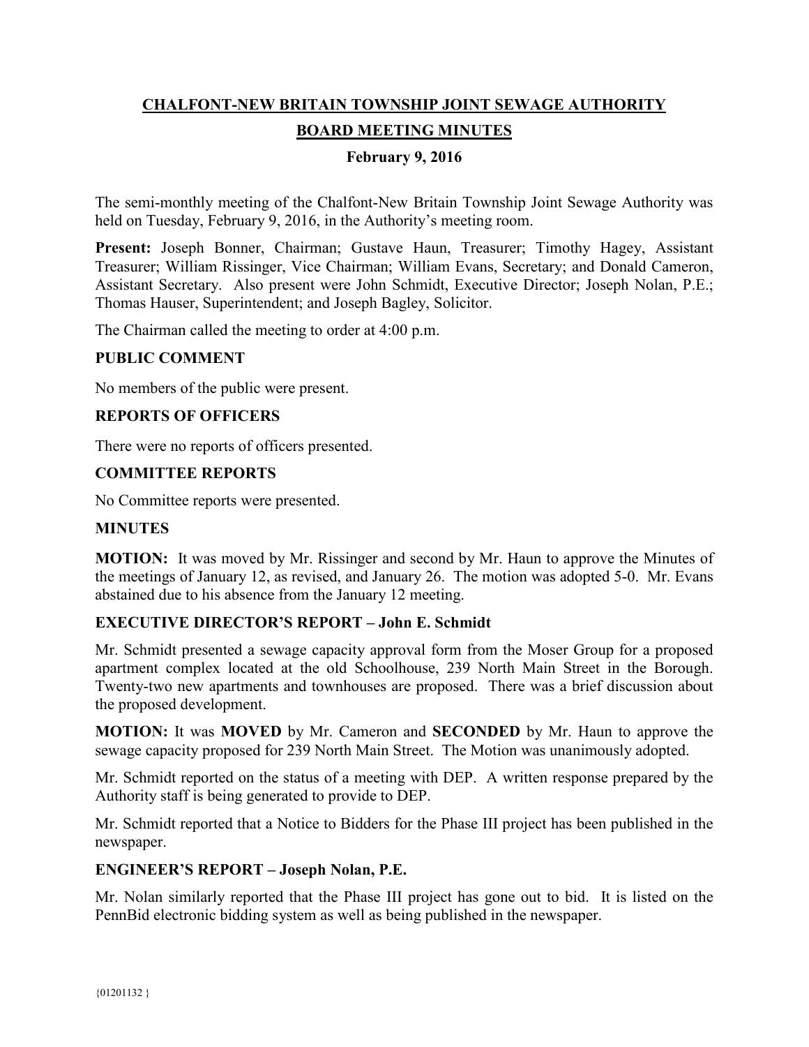# CHALFONT-NEW BRITAIN TOWNSHIP JOINT SEWAGE AUTHORITY

## BOARD MEETING MINUTES

### February 9, 2016

The semi-monthly meeting of the Chalfont-New Britain Township Joint Sewage Authority was held on Tuesday, February 9, 2016, in the Authority's meeting room.

**Present:** Joseph Bonner, Chairman; Gustave Haun, Treasurer; Timothy Hagey, Assistant Treasurer; William Rissinger, Vice Chairman; William Evans, Secretary; and Donald Cameron, Assistant Secretary. Also present were John Schmidt, Executive Director; Joseph Nolan, P.E.; Thomas Hauser, Superintendent; and Joseph Bagley, Solicitor.

The Chairman called the meeting to order at 4:00 p.m.

**PUBLIC COMMENT**

No members of the public were present.

**REPORTS OF OFFICERS**

There were no reports of officers presented.

**COMMITTEE REPORTS**

No Committee reports were presented.

**MINUTES**

**MOTION:** It was moved by Mr. Rissinger and second by Mr. Haun to approve the Minutes of the meetings of January 12, as revised, and January 26. The motion was adopted 5-0. Mr. Evans abstained due to his absence from the January 12 meeting.

**EXECUTIVE DIRECTOR'S REPORT – John E. Schmidt**

Mr. Schmidt presented a sewage capacity approval form from the Moser Group for a proposed apartment complex located at the old Schoolhouse, 239 North Main Street in the Borough. Twenty-two new apartments and townhouses are proposed. There was a brief discussion about the proposed development.

**MOTION:** It was **MOVED** by Mr. Cameron and **SECONDED** by Mr. Haun to approve the sewage capacity proposed for 239 North Main Street. The Motion was unanimously adopted.

Mr. Schmidt reported on the status of a meeting with DEP. A written response prepared by the Authority staff is being generated to provide to DEP.

Mr. Schmidt reported that a Notice to Bidders for the Phase III project has been published in the newspaper.

**ENGINEER'S REPORT – Joseph Nolan, P.E.**

Mr. Nolan similarly reported that the Phase III project has gone out to bid. It is listed on the PennBid electronic bidding system as well as being published in the newspaper.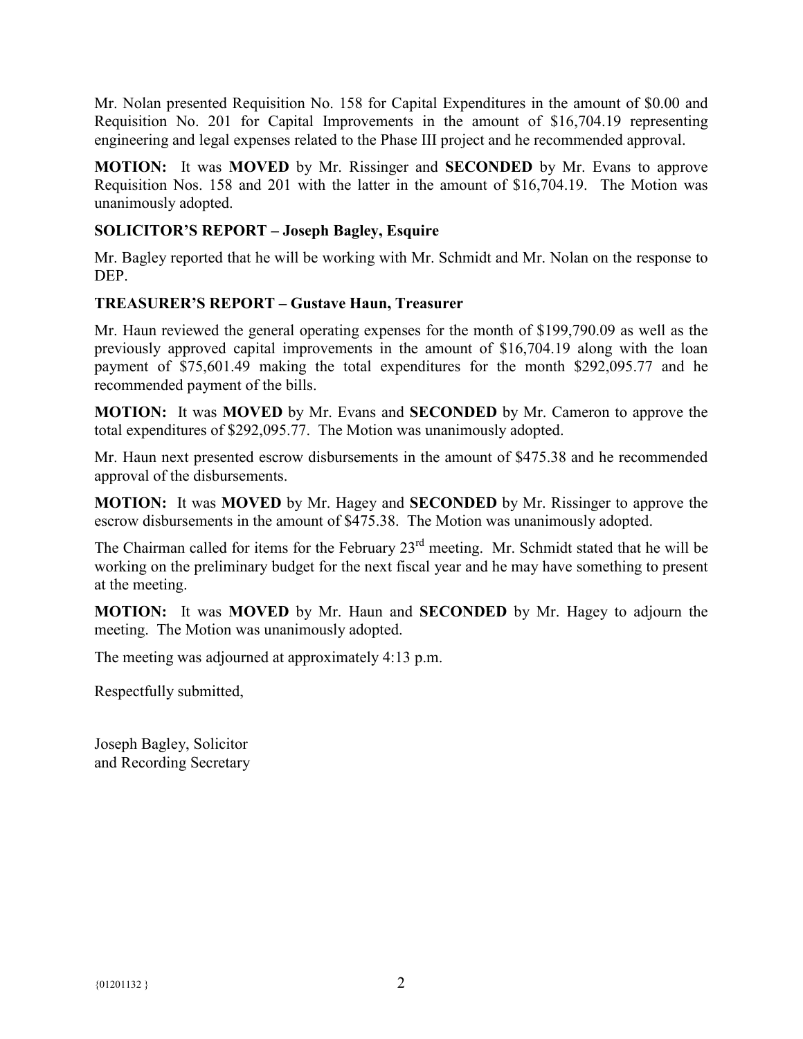Mr. Nolan presented Requisition No. 158 for Capital Expenditures in the amount of $0.00 and Requisition No. 201 for Capital Improvements in the amount of $16,704.19 representing engineering and legal expenses related to the Phase III project and he recommended approval.

**MOTION:** It was **MOVED** by Mr. Rissinger and **SECONDED** by Mr. Evans to approve Requisition Nos. 158 and 201 with the latter in the amount of $16,704.19. The Motion was unanimously adopted.

**SOLICITOR'S REPORT – Joseph Bagley, Esquire**

Mr. Bagley reported that he will be working with Mr. Schmidt and Mr. Nolan on the response to DEP.

**TREASURER'S REPORT – Gustave Haun, Treasurer**

Mr. Haun reviewed the general operating expenses for the month of $199,790.09 as well as the previously approved capital improvements in the amount of $16,704.19 along with the loan payment of $75,601.49 making the total expenditures for the month $292,095.77 and he recommended payment of the bills.

**MOTION:** It was **MOVED** by Mr. Evans and **SECONDED** by Mr. Cameron to approve the total expenditures of $292,095.77. The Motion was unanimously adopted.

Mr. Haun next presented escrow disbursements in the amount of $475.38 and he recommended approval of the disbursements.

**MOTION:** It was **MOVED** by Mr. Hagey and **SECONDED** by Mr. Rissinger to approve the escrow disbursements in the amount of $475.38. The Motion was unanimously adopted.

The Chairman called for items for the February 23rd meeting. Mr. Schmidt stated that he will be working on the preliminary budget for the next fiscal year and he may have something to present at the meeting.

**MOTION:** It was **MOVED** by Mr. Haun and **SECONDED** by Mr. Hagey to adjourn the meeting. The Motion was unanimously adopted.

The meeting was adjourned at approximately 4:13 p.m.

Respectfully submitted,

Joseph Bagley, Solicitor
and Recording Secretary

{01201132 }